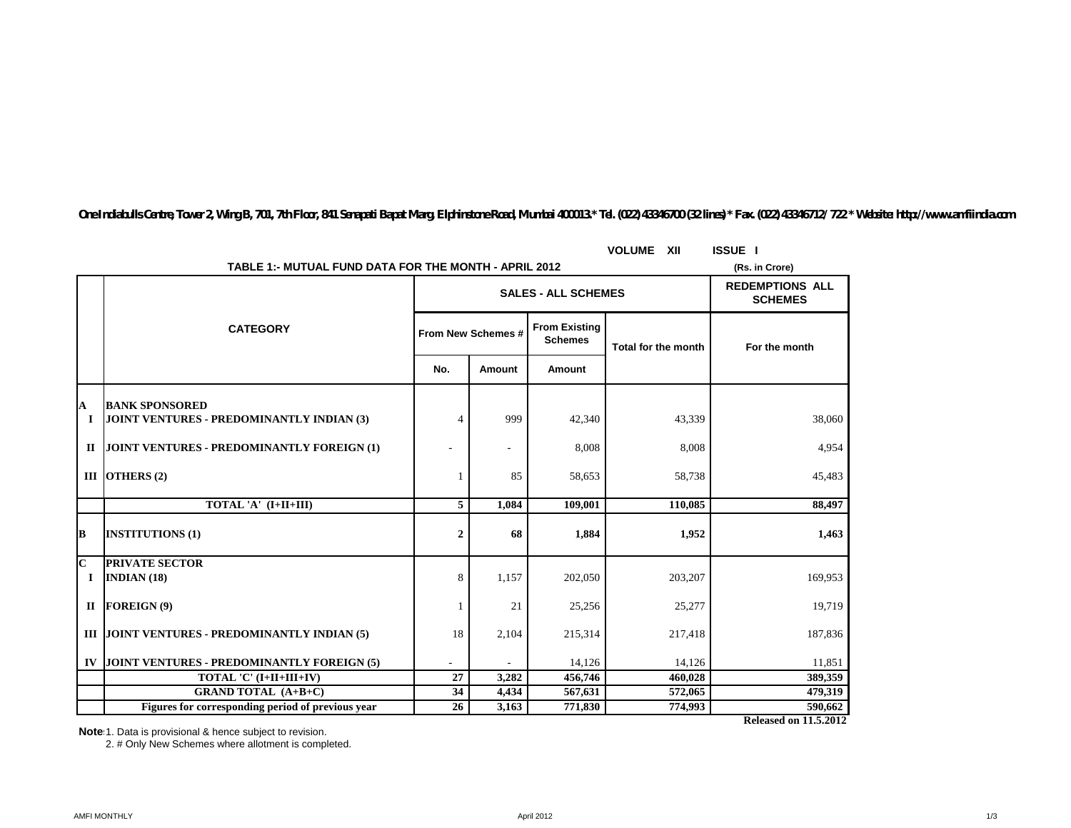One Indiabulls Centre, Tower 2, Wing B, 701, 7th Floor, 841 Senapati Bapat Marg, Elphinstone Road, Mumbai 400013.* Tel. (022) 43346700 (32 lines) * Fax. (022) 43346712/ 722 * Website: http://www.amfiindia.com

VOLUME XII ISSUE I

## TABLE 1:- MUTUAL FUND DATA FOR THE MONTH - APRIL 2012

(Rs. in Crore)

| | CATEGORY | SALES - ALL SCHEMES | | | | REDEMPTIONS ALL SCHEMES |
|---|---|---|---|---|---|---|
| | | From New Schemes # | | From Existing Schemes | Total for the month | For the month |
| | | No. | Amount | Amount | | |
| **A** | **BANK SPONSORED** | | | | | |
| **I** | **JOINT VENTURES - PREDOMINANTLY INDIAN (3)** | 4 | 999 | 42,340 | 43,339 | 38,060 |
| **II** | **JOINT VENTURES - PREDOMINANTLY FOREIGN (1)** | - | - | 8,008 | 8,008 | 4,954 |
| **III** | **OTHERS (2)** | 1 | 85 | 58,653 | 58,738 | 45,483 |
| | **TOTAL 'A' (I+II+III)** | **5** | **1,084** | **109,001** | **110,085** | **88,497** |
| **B** | **INSTITUTIONS (1)** | **2** | **68** | **1,884** | **1,952** | **1,463** |
| **C** | **PRIVATE SECTOR** | | | | | |
| **I** | **INDIAN (18)** | 8 | 1,157 | 202,050 | 203,207 | 169,953 |
| **II** | **FOREIGN (9)** | 1 | 21 | 25,256 | 25,277 | 19,719 |
| **III** | **JOINT VENTURES - PREDOMINANTLY INDIAN (5)** | 18 | 2,104 | 215,314 | 217,418 | 187,836 |
| **IV** | **JOINT VENTURES - PREDOMINANTLY FOREIGN (5)** | - | - | 14,126 | 14,126 | 11,851 |
| | **TOTAL 'C' (I+II+III+IV)** | **27** | **3,282** | **456,746** | **460,028** | **389,359** |
| | **GRAND TOTAL (A+B+C)** | **34** | **4,434** | **567,631** | **572,065** | **479,319** |
| | **Figures for corresponding period of previous year** | **26** | **3,163** | **771,830** | **774,993** | **590,662** |

**Released on 11.5.2012**

**Notes:** 1. Data is provisional & hence subject to revision.

2. # Only New Schemes where allotment is completed.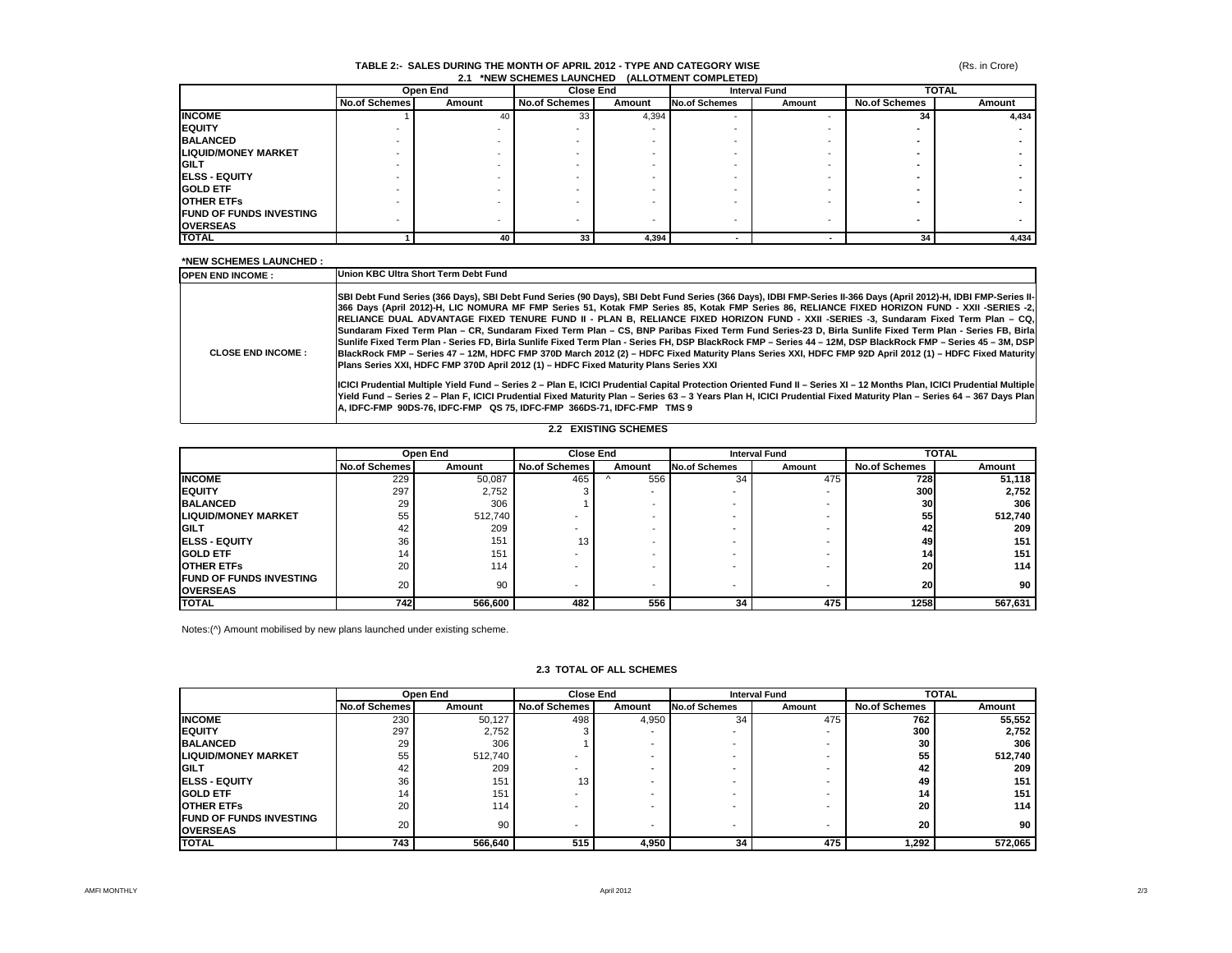## TABLE 2:- SALES DURING THE MONTH OF APRIL 2012 - TYPE AND CATEGORY WISE

(Rs. in Crore)

### 2.1 *NEW SCHEMES LAUNCHED (ALLOTMENT COMPLETED)

| | Open End | | Close End | | Interval Fund | | TOTAL | |
|---|---|---|---|---|---|---|---|---|
| | No.of Schemes | Amount | No.of Schemes | Amount | No.of Schemes | Amount | No.of Schemes | Amount |
| **INCOME** | 1 | 40 | 33 | 4,394 | - | - | 34 | 4,434 |
| **EQUITY** | - | - | - | - | - | - | - | - |
| **BALANCED** | - | - | - | - | - | - | - | - |
| **LIQUID/MONEY MARKET** | - | - | - | - | - | - | - | - |
| **GILT** | - | - | - | - | - | - | - | - |
| **ELSS - EQUITY** | - | - | - | - | - | - | - | - |
| **GOLD ETF** | - | - | - | - | - | - | - | - |
| **OTHER ETFs** | - | - | - | - | - | - | - | - |
| **FUND OF FUNDS INVESTING OVERSEAS** | - | - | - | - | - | - | - | - |
| **TOTAL** | 1 | 40 | 33 | 4,394 | - | - | 34 | 4,434 |

**\*NEW SCHEMES LAUNCHED :**

| | |
|---|---|
| **OPEN END INCOME :** | **Union KBC Ultra Short Term Debt Fund** |
| **CLOSE END INCOME :** | **SBI Debt Fund Series (366 Days), SBI Debt Fund Series (90 Days), SBI Debt Fund Series (366 Days), IDBI FMP-Series II-366 Days (April 2012)-H, IDBI FMP-Series II-366 Days (April 2012)-H, LIC NOMURA MF FMP Series 51, Kotak FMP Series 85, Kotak FMP Series 86, RELIANCE FIXED HORIZON FUND - XXII -SERIES -2, RELIANCE DUAL ADVANTAGE FIXED TENURE FUND II - PLAN B, RELIANCE FIXED HORIZON FUND - XXII -SERIES -3, Sundaram Fixed Term Plan – CQ, Sundaram Fixed Term Plan – CR, Sundaram Fixed Term Plan – CS, BNP Paribas Fixed Term Fund Series-23 D, Birla Sunlife Fixed Term Plan - Series FB, Birla Sunlife Fixed Term Plan - Series FD, Birla Sunlife Fixed Term Plan - Series FH, DSP BlackRock FMP – Series 44 – 12M, DSP BlackRock FMP – Series 45 – 3M, DSP BlackRock FMP – Series 47 – 12M, HDFC FMP 370D March 2012 (2) – HDFC Fixed Maturity Plans Series XXI, HDFC FMP 92D April 2012 (1) – HDFC Fixed Maturity Plans Series XXI, HDFC FMP 370D April 2012 (1) – HDFC Fixed Maturity Plans Series XXI**<br><br>**ICICI Prudential Multiple Yield Fund – Series 2 – Plan E, ICICI Prudential Capital Protection Oriented Fund II – Series XI – 12 Months Plan, ICICI Prudential Multiple Yield Fund – Series 2 – Plan F, ICICI Prudential Fixed Maturity Plan – Series 63 – 3 Years Plan H, ICICI Prudential Fixed Maturity Plan – Series 64 – 367 Days Plan A, IDFC-FMP 90DS-76, IDFC-FMP QS 75, IDFC-FMP 366DS-71, IDFC-FMP TMS 9** |

### 2.2 EXISTING SCHEMES

| | Open End | | Close End | | Interval Fund | | TOTAL | |
|---|---|---|---|---|---|---|---|---|
| | No.of Schemes | Amount | No.of Schemes | Amount | No.of Schemes | Amount | No.of Schemes | Amount |
| **INCOME** | 229 | 50,087 | 465 | ^ 556 | 34 | 475 | 728 | 51,118 |
| **EQUITY** | 297 | 2,752 | 3 | - | - | - | 300 | 2,752 |
| **BALANCED** | 29 | 306 | 1 | - | - | - | 30 | 306 |
| **LIQUID/MONEY MARKET** | 55 | 512,740 | - | - | - | - | 55 | 512,740 |
| **GILT** | 42 | 209 | - | - | - | - | 42 | 209 |
| **ELSS - EQUITY** | 36 | 151 | 13 | - | - | - | 49 | 151 |
| **GOLD ETF** | 14 | 151 | - | - | - | - | 14 | 151 |
| **OTHER ETFs** | 20 | 114 | - | - | - | - | 20 | 114 |
| **FUND OF FUNDS INVESTING OVERSEAS** | 20 | 90 | - | - | - | - | 20 | 90 |
| **TOTAL** | 742 | 566,600 | 482 | 556 | 34 | 475 | 1258 | 567,631 |

Notes:(^) Amount mobilised by new plans launched under existing scheme.

### 2.3 TOTAL OF ALL SCHEMES

| | Open End | | Close End | | Interval Fund | | TOTAL | |
|---|---|---|---|---|---|---|---|---|
| | No.of Schemes | Amount | No.of Schemes | Amount | No.of Schemes | Amount | No.of Schemes | Amount |
| **INCOME** | 230 | 50,127 | 498 | 4,950 | 34 | 475 | 762 | 55,552 |
| **EQUITY** | 297 | 2,752 | 3 | - | - | - | 300 | 2,752 |
| **BALANCED** | 29 | 306 | 1 | - | - | - | 30 | 306 |
| **LIQUID/MONEY MARKET** | 55 | 512,740 | - | - | - | - | 55 | 512,740 |
| **GILT** | 42 | 209 | - | - | - | - | 42 | 209 |
| **ELSS - EQUITY** | 36 | 151 | 13 | - | - | - | 49 | 151 |
| **GOLD ETF** | 14 | 151 | - | - | - | - | 14 | 151 |
| **OTHER ETFs** | 20 | 114 | - | - | - | - | 20 | 114 |
| **FUND OF FUNDS INVESTING OVERSEAS** | 20 | 90 | - | - | - | - | 20 | 90 |
| **TOTAL** | 743 | 566,640 | 515 | 4,950 | 34 | 475 | 1,292 | 572,065 |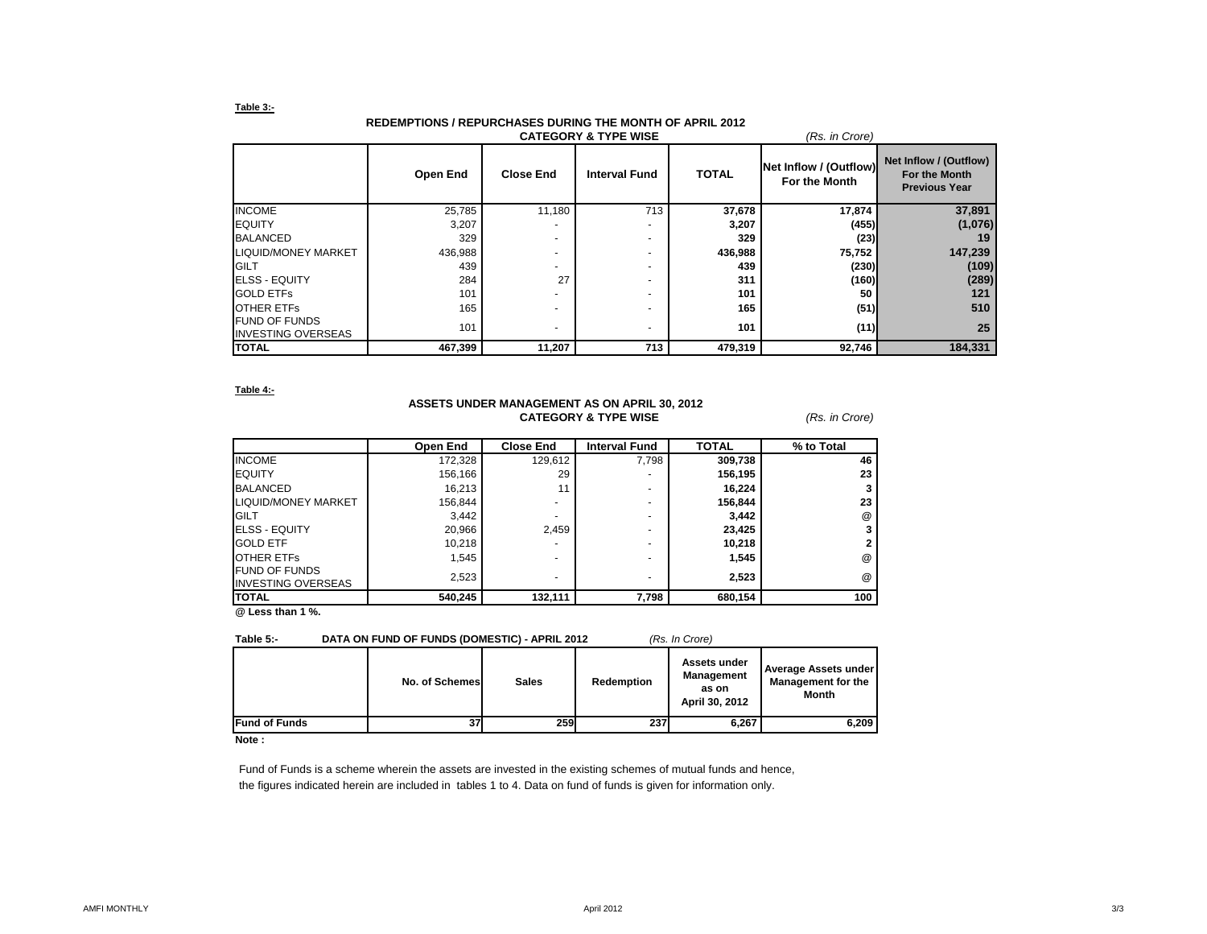**Table 3:-**

### REDEMPTIONS / REPURCHASES DURING THE MONTH OF APRIL 2012
### CATEGORY & TYPE WISE

*(Rs. in Crore)*

| | Open End | Close End | Interval Fund | TOTAL | Net Inflow / (Outflow) For the Month | Net Inflow / (Outflow) For the Month Previous Year |
|---|---|---|---|---|---|---|
| INCOME | 25,785 | 11,180 | 713 | **37,678** | **17,874** | **37,891** |
| EQUITY | 3,207 | - | - | **3,207** | **(455)** | **(1,076)** |
| BALANCED | 329 | - | - | **329** | **(23)** | **19** |
| LIQUID/MONEY MARKET | 436,988 | - | - | **436,988** | **75,752** | **147,239** |
| GILT | 439 | - | - | **439** | **(230)** | **(109)** |
| ELSS - EQUITY | 284 | 27 | - | **311** | **(160)** | **(289)** |
| GOLD ETFs | 101 | - | - | **101** | **50** | **121** |
| OTHER ETFs | 165 | - | - | **165** | **(51)** | **510** |
| FUND OF FUNDS INVESTING OVERSEAS | 101 | - | - | **101** | **(11)** | **25** |
| **TOTAL** | **467,399** | **11,207** | **713** | **479,319** | **92,746** | **184,331** |

**Table 4:-**

### ASSETS UNDER MANAGEMENT AS ON APRIL 30, 2012
### CATEGORY & TYPE WISE

*(Rs. in Crore)*

| | Open End | Close End | Interval Fund | TOTAL | % to Total |
|---|---|---|---|---|---|
| INCOME | 172,328 | 129,612 | 7,798 | **309,738** | **46** |
| EQUITY | 156,166 | 29 | - | **156,195** | **23** |
| BALANCED | 16,213 | 11 | - | **16,224** | **3** |
| LIQUID/MONEY MARKET | 156,844 | - | - | **156,844** | **23** |
| GILT | 3,442 | - | - | **3,442** | @ |
| ELSS - EQUITY | 20,966 | 2,459 | - | **23,425** | **3** |
| GOLD ETF | 10,218 | - | - | **10,218** | **2** |
| OTHER ETFs | 1,545 | - | - | **1,545** | @ |
| FUND OF FUNDS INVESTING OVERSEAS | 2,523 | - | - | **2,523** | @ |
| **TOTAL** | **540,245** | **132,111** | **7,798** | **680,154** | **100** |

**@ Less than 1 %.**

**Table 5:-** **DATA ON FUND OF FUNDS (DOMESTIC) - APRIL 2012** *(Rs. In Crore)*

| | No. of Schemes | Sales | Redemption | Assets under Management as on April 30, 2012 | Average Assets under Management for the Month |
|---|---|---|---|---|---|
| **Fund of Funds** | **37** | **259** | **237** | **6,267** | **6,209** |

**Note :**

Fund of Funds is a scheme wherein the assets are invested in the existing schemes of mutual funds and hence, the figures indicated herein are included in tables 1 to 4. Data on fund of funds is given for information only.